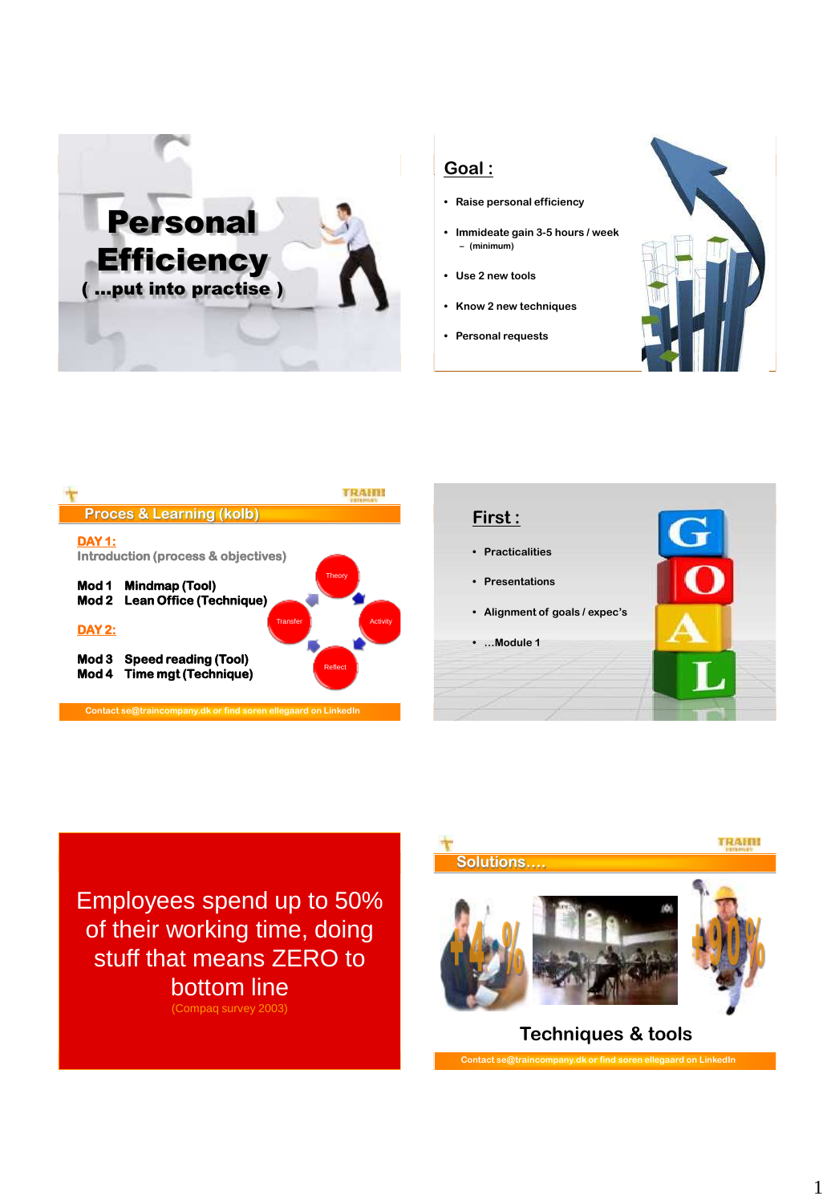# Personal Efficiency

( ...put into practise )

## Goal :

- Raise personal efficiency
- Immideate gain 3-5 hours / week
  - (minimum)
- Use 2 new tools
- Know 2 new techniques
- Personal requests

## Proces & Learning (kolb)

**DAY 1:**

Introduction (process & objectives)

**Mod 1** Mindmap (Tool)
**Mod 2** Lean Office (Technique)

**DAY 2:**

**Mod 3** Speed reading (Tool)
**Mod 4** Time mgt (Technique)

Theory
Activity
Reflect
Transfer

Contact se@traincompany.dk or find soren ellegaard on LinkedIn

## First :

- Practicalities
- Presentations
- Alignment of goals / expec's
- ...Module 1

Employees spend up to 50% of their working time, doing stuff that means ZERO to bottom line

(Compaq survey 2003)

## Solutions....

+4%

+90%

Techniques & tools

Contact se@traincompany.dk or find soren ellegaard on LinkedIn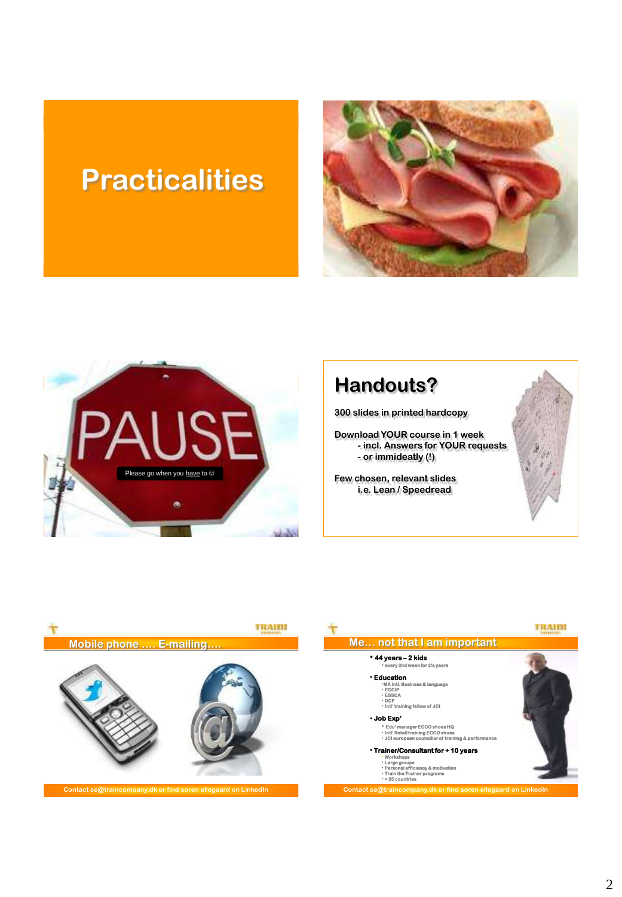# Practicalities

PAUSE

Please go when you have to ☺

## Handouts?

300 slides in printed hardcopy

Download YOUR course in 1 week
- incl. Answers for YOUR requests
- or immideatly (!)

Few chosen, relevant slides
i.e. Lean / Speedread

## Mobile phone …. E-mailing….

Contact se@traincompany.dk or find soren ellegaard on LinkedIn

## Me… not that I am important

- 44 years – 2 kids
  - every 2nd week for 2½ years
- Education
  - MA Intl. Business & language
  - ECCIP
  - ESSCA
  - DCF
  - Intl' training fellow of JCI
- Job Exp'
  - Edu' manager ECCO shoes HQ
  - Intl' Retail training ECCO shoes
  - JCI european councillor of training & performance
- Trainer/Consultant for + 10 years
  - Workshops
  - Large groups
  - Personal efficiency & motivation
  - Train the Trainer programs
  - + 25 countries

Contact se@traincompany.dk or find soren ellegaard on LinkedIn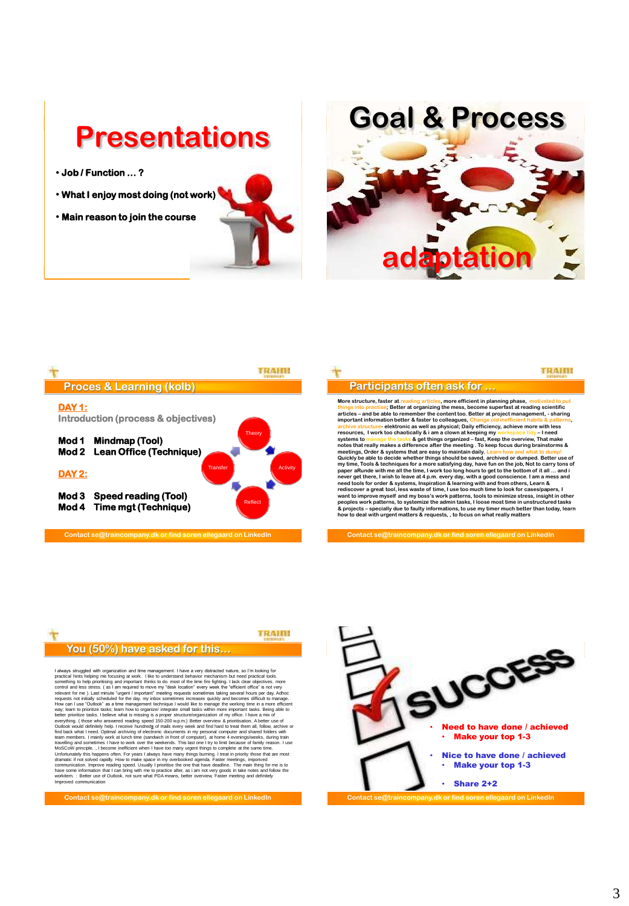# Presentations

- Job / Function … ?
- What I enjoy most doing (not work)
- Main reason to join the course

# Goal & Process

adaptation

## Proces & Learning (kolb)

**DAY 1:**

Introduction (process & objectives)

**Mod 1** Mindmap (Tool)
**Mod 2** Lean Office (Technique)

**DAY 2:**

**Mod 3** Speed reading (Tool)
**Mod 4** Time mgt (Technique)

Theory
Activity
Reflect
Transfer

Contact se@traincompany.dk or find soren ellegaard on LinkedIn

## Participants often ask for …

More structure, faster at reading articles, more efficient in planning phase, motivated to put things into practise; Better at organizing the mess, become superfast at reading scientific articles – and be able to remember the content too. Better at project management, - sharing important information better & faster to colleagues, Change old inefficient habits & patterns, archive structure- elektronic as well as physical; Daily efficiency, achieve more with less resources, I work too chaotically & i am a clown at keeping my workspace tidy – I need systems to manage the tasks & get things organized – fast, Keep the overview, That make notes that really makes a difference after the meeting . To keep focus during brainstorms & meetings, Order & systems that are easy to maintain daily. Learn how and what to dump! Quickly be able to decide whether things should be saved, archived or dumped. Better use of my time, Tools & techniques for a more satisfying day, have fun on the job, Not to carry tons of paper aRunde with me all the time, I work too long hours to get to the bottom of it all … and i never get there, I wish to leave at 4 p.m. every day, with a good conscience. I am a mess and need tools for order & systems, Inspiration & learning with and from others, Learn & rediscover a great tool, less waste of time, I use too much time to look for cases/papers, I want to improve myself and my boss's work patterns, tools to minimize stress, insight in other peoples work patterns, to systemize the admin tasks, I loose most time in unstructured tasks & projects – specially due to faulty informations, to use my timer much better than today, learn how to deal with urgent matters & requests, , to focus on what really matters

Contact se@traincompany.dk or find soren ellegaard on LinkedIn

## You (50%) have asked for this…

I always struggled with organization and time management. I have a very distracted nature, so I'm looking for practical hints helping me focusing at work. I like to understand behavior mechanism but need practical tools. something to help prioritising and important thinks to do. most of the time fire fighting. I lack clear objectives. more control and less stress. ( as I am required to move my "desk location" every week the "efficient office" is not very relevant for me ). Last minute "urgent / important" meeting requests sometimes taking several hours per day. Adhoc requests not initially scheduled for the day. my inbox sometimes increases quickly and becomes difficult to manage. How can I use "Outlook" as a time management technique I would like to manage the working time in a more efficient way: learn to prioritize tasks; learn how to organize/ integrate small tasks within more important tasks. Being able to better prioritize tasks. I believe what is missing is a proper structure/organization of my office. I have a mix of everything. ( those who answered reading speed 150-200 w.p.m.) Better overview & prioritisation. A better use of Outlook would definitely help. I receive hundreds of mails every week and find hard to treat them all, follow, archive or find back what I need. Optimal archiving of electronic documents in my personal computer and shared folders with team members. I mainly work at lunch time (sandwich in front of computer), at home 4 evenings/weeks, during train travelling and sometimes I have to work over the weekends. This last one I try to limit because of family reason. I use MoSCoW principle. , I become inefficient when I have too many urgent things to complete at the same time. Unfortunately this happens often. For years I always have many things burning. I treat in priority those that are most dramatic if not solved rapidly. How to make space in my overbooked agenda. Faster meetings, improved communication. Improve reading speed. Usually I prioritise the one that have deadline. The main thing for me is to have some information that I can bring with me to practice after, as i am not very goods in take notes and follow the workitem. : Better use of Outlook, not sure what PDA means, better overview, Faster meeting and definitely Improved communication

Contact se@traincompany.dk or find soren ellegaard on LinkedIn

## SUCCESS

- Need to have done / achieved
  - Make your top 1-3
- Nice to have done / achieved
  - Make your top 1-3
  - Share 2+2

Contact se@traincompany.dk or find soren ellegaard on LinkedIn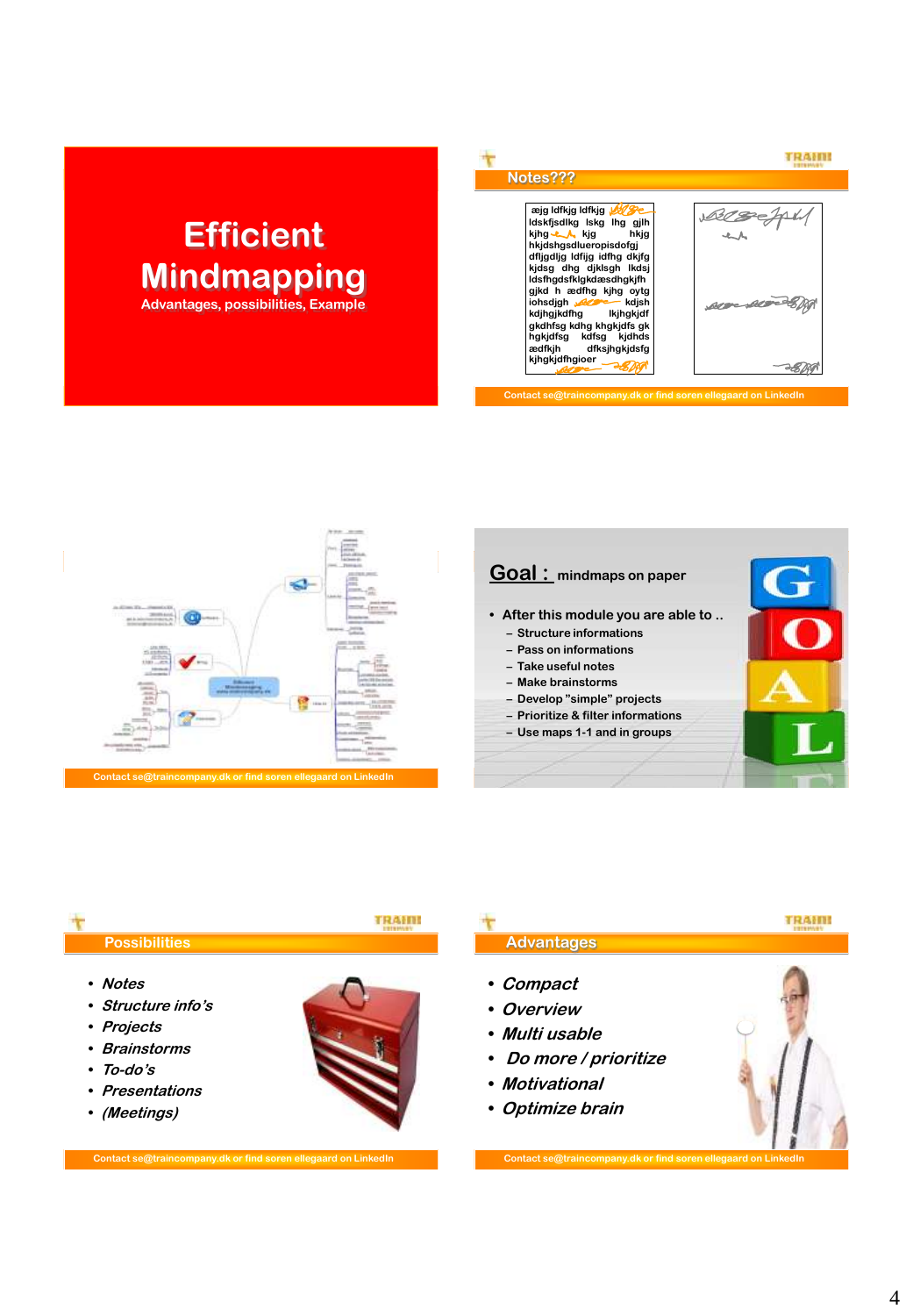# Efficient Mindmapping

Advantages, possibilities, Example

## Notes???

æjg ldfkjg ldfkjg ldskfjsdlkg lskg lhg gjlh kjhg kjg hkjg hkjdshgsdlueropisdofgj dfljgdljg ldfijg idfhg dkjfg kjdsg dhg djklsgh lkdsj ldsfhgdsfklgkdæsdhgkjfh gjkd h ædfhg kjhg oytg iohsdjgh kdjsh kdjhgjkdfhg lkjhgkjdf gkdhfsg kdhg khgkjdfs gk hgkjdfsg kdfsg kjdhds ædfkjh dfksjhgkjdsfg kjhgkjdfhgioer

Contact se@traincompany.dk or find soren ellegaard on LinkedIn

Contact se@traincompany.dk or find soren ellegaard on LinkedIn

## Goal : mindmaps on paper

- After this module you are able to ..
  - Structure informations
  - Pass on informations
  - Take useful notes
  - Make brainstorms
  - Develop "simple" projects
  - Prioritize & filter informations
  - Use maps 1-1 and in groups

## Possibilities

- *Notes*
- *Structure info's*
- *Projects*
- *Brainstorms*
- *To-do's*
- *Presentations*
- *(Meetings)*

Contact se@traincompany.dk or find soren ellegaard on LinkedIn

## Advantages

- *Compact*
- *Overview*
- *Multi usable*
- *Do more / prioritize*
- *Motivational*
- *Optimize brain*

Contact se@traincompany.dk or find soren ellegaard on LinkedIn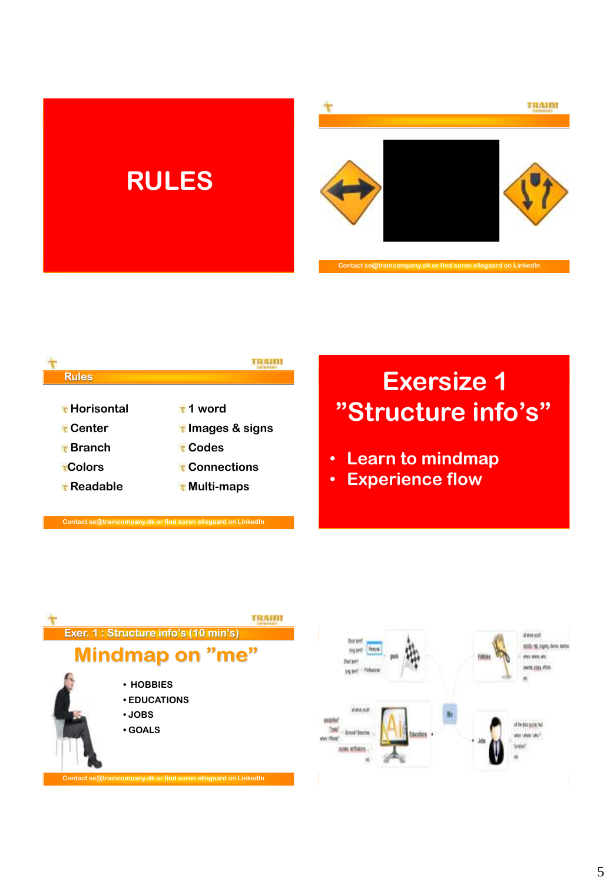# RULES

Contact se@traincompany.dk or find soren ellegaard on LinkedIn

## Rules

- Horisontal
- Center
- Branch
- Colors
- Readable
- 1 word
- Images & signs
- Codes
- Connections
- Multi-maps

Contact se@traincompany.dk or find soren ellegaard on LinkedIn

# Exersize 1 ”Structure info's”

- Learn to mindmap
- Experience flow

## Exer. 1 : Structure info's (10 min's)

# Mindmap on ”me”

- HOBBIES
- EDUCATIONS
- JOBS
- GOALS

Contact se@traincompany.dk or find soren ellegaard on LinkedIn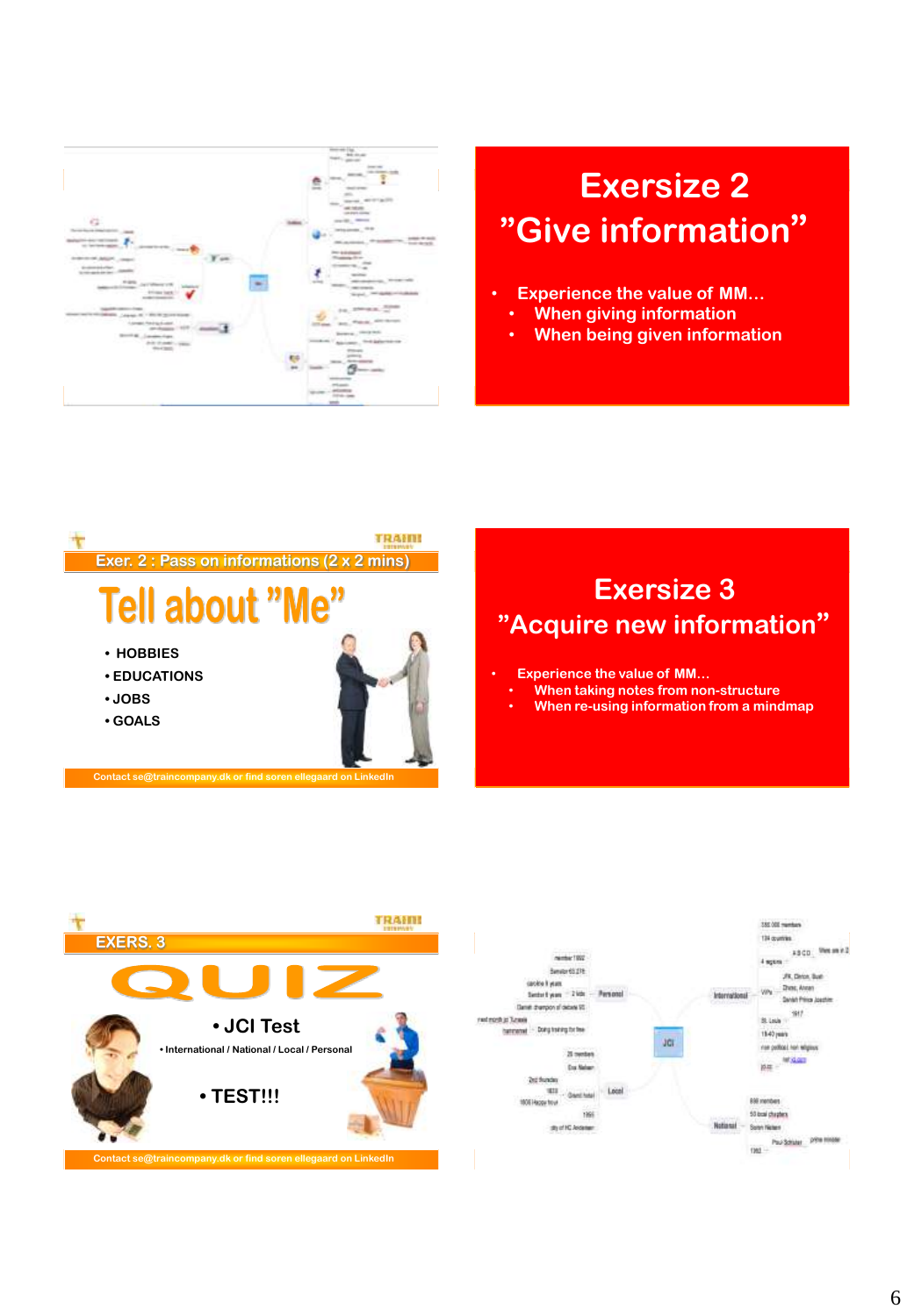## Exersize 2
## ”Give information”

- Experience the value of MM…
  - When giving information
  - When being given information

Exer. 2 : Pass on informations (2 x 2 mins)

# Tell about ”Me”

- HOBBIES
- EDUCATIONS
- JOBS
- GOALS

Contact se@traincompany.dk or find soren ellegaard on LinkedIn

## Exersize 3
## ”Acquire new information”

- Experience the value of MM…
  - When taking notes from non-structure
  - When re-using information from a mindmap

EXERS. 3

# QUIZ

- JCI Test

• International / National / Local / Personal

- TEST!!!

Contact se@traincompany.dk or find soren ellegaard on LinkedIn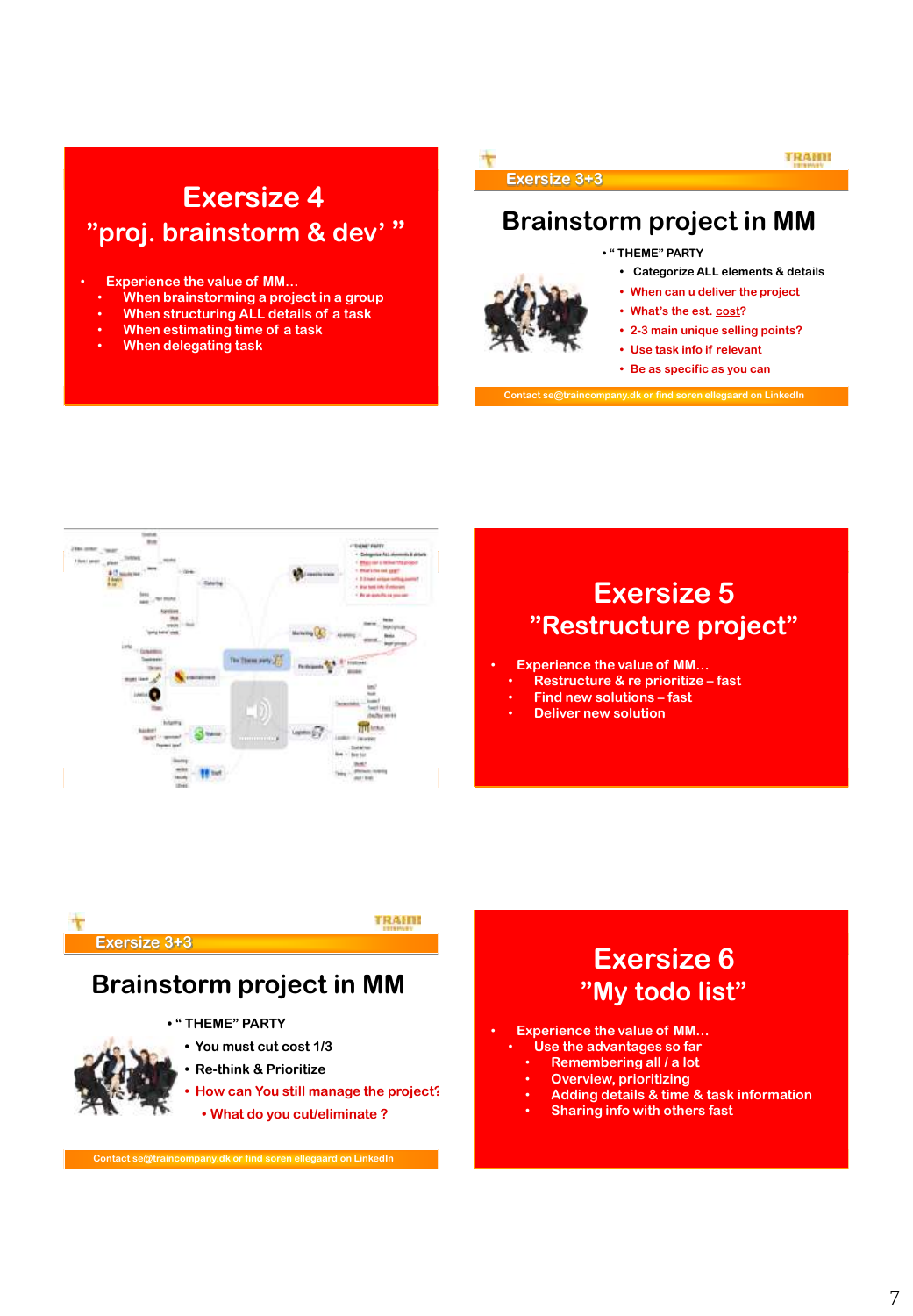## Exersize 4
## "proj. brainstorm & dev' "

- Experience the value of MM…
  - When brainstorming a project in a group
  - When structuring ALL details of a task
  - When estimating time of a task
  - When delegating task

Exersize 3+3

## Brainstorm project in MM

- " THEME" PARTY
  - Categorize ALL elements & details
  - When can u deliver the project
  - What's the est. cost?
  - 2-3 main unique selling points?
  - Use task info if relevant
  - Be as specific as you can

Contact se@traincompany.dk or find soren ellegaard on LinkedIn

## Exersize 5
## "Restructure project"

- Experience the value of MM…
  - Restructure & re prioritize – fast
  - Find new solutions – fast
  - Deliver new solution

Exersize 3+3

## Brainstorm project in MM

- " THEME" PARTY
  - You must cut cost 1/3
  - Re-think & Prioritize
  - How can You still manage the project?
    - What do you cut/eliminate ?

Contact se@traincompany.dk or find soren ellegaard on LinkedIn

## Exersize 6
## "My todo list"

- Experience the value of MM…
  - Use the advantages so far
    - Remembering all / a lot
    - Overview, prioritizing
    - Adding details & time & task information
    - Sharing info with others fast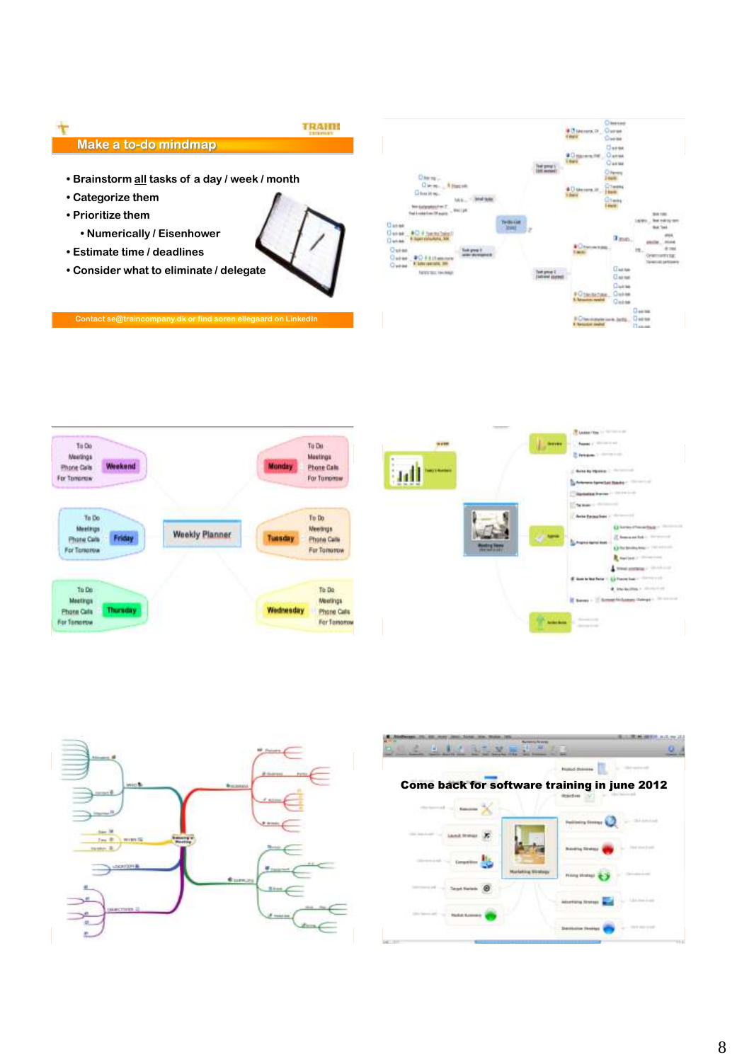## Make a to-do mindmap

- Brainstorm all tasks of a day / week / month
- Categorize them
- Prioritize them
  - Numerically / Eisenhower
- Estimate time / deadlines
- Consider what to eliminate / delegate

Contact se@traincompany.dk or find soren ellegaard on LinkedIn

Weekly Planner

Monday: To Do, Meetings, Phone Calls, For Tomorrow

Tuesday: To Do, Meetings, Phone Calls, For Tomorrow

Wednesday: To Do, Meetings, Phone Calls, For Tomorrow

Thursday: To Do, Meetings, Phone Calls, For Tomorrow

Friday: To Do, Meetings, Phone Calls, For Tomorrow

Weekend: To Do, Meetings, Phone Calls, For Tomorrow

Come back for software training in june 2012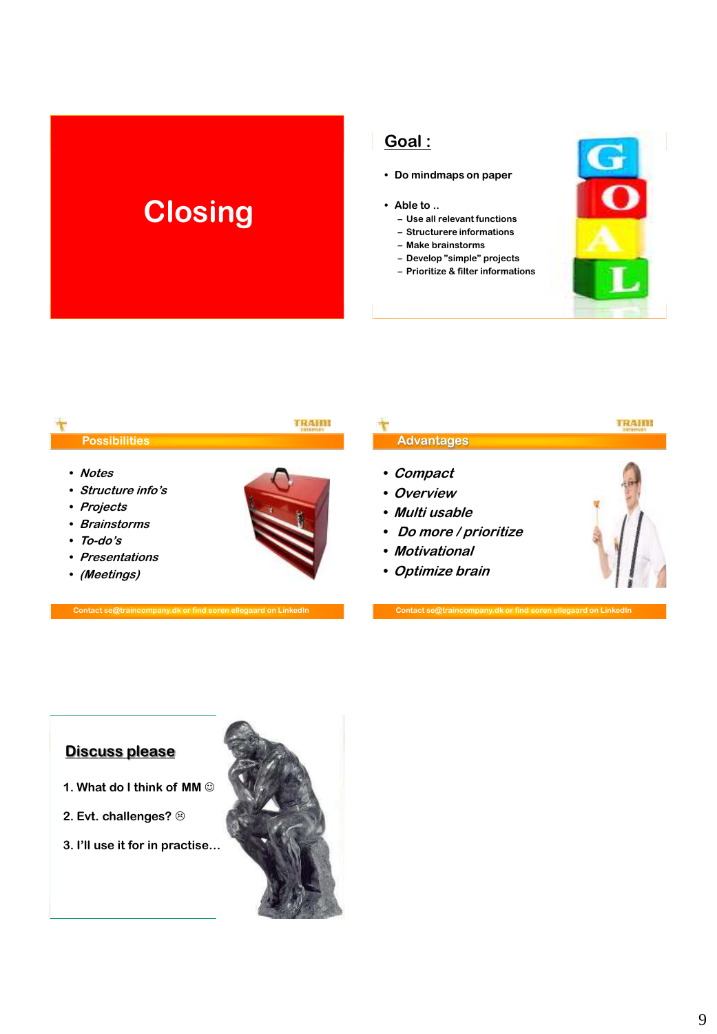# Closing

## Goal :

- Do mindmaps on paper
- Able to ..
  - Use all relevant functions
  - Structurere informations
  - Make brainstorms
  - Develop "simple" projects
  - Prioritize & filter informations

## Possibilities

- *Notes*
- *Structure info's*
- *Projects*
- *Brainstorms*
- *To-do's*
- *Presentations*
- *(Meetings)*

Contact se@traincompany.dk or find soren ellegaard on LinkedIn

## Advantages

- *Compact*
- *Overview*
- *Multi usable*
- *Do more / prioritize*
- *Motivational*
- *Optimize brain*

Contact se@traincompany.dk or find soren ellegaard on LinkedIn

## Discuss please

1. What do I think of MM ☺
2. Evt. challenges? ☹
3. I'll use it for in practise…